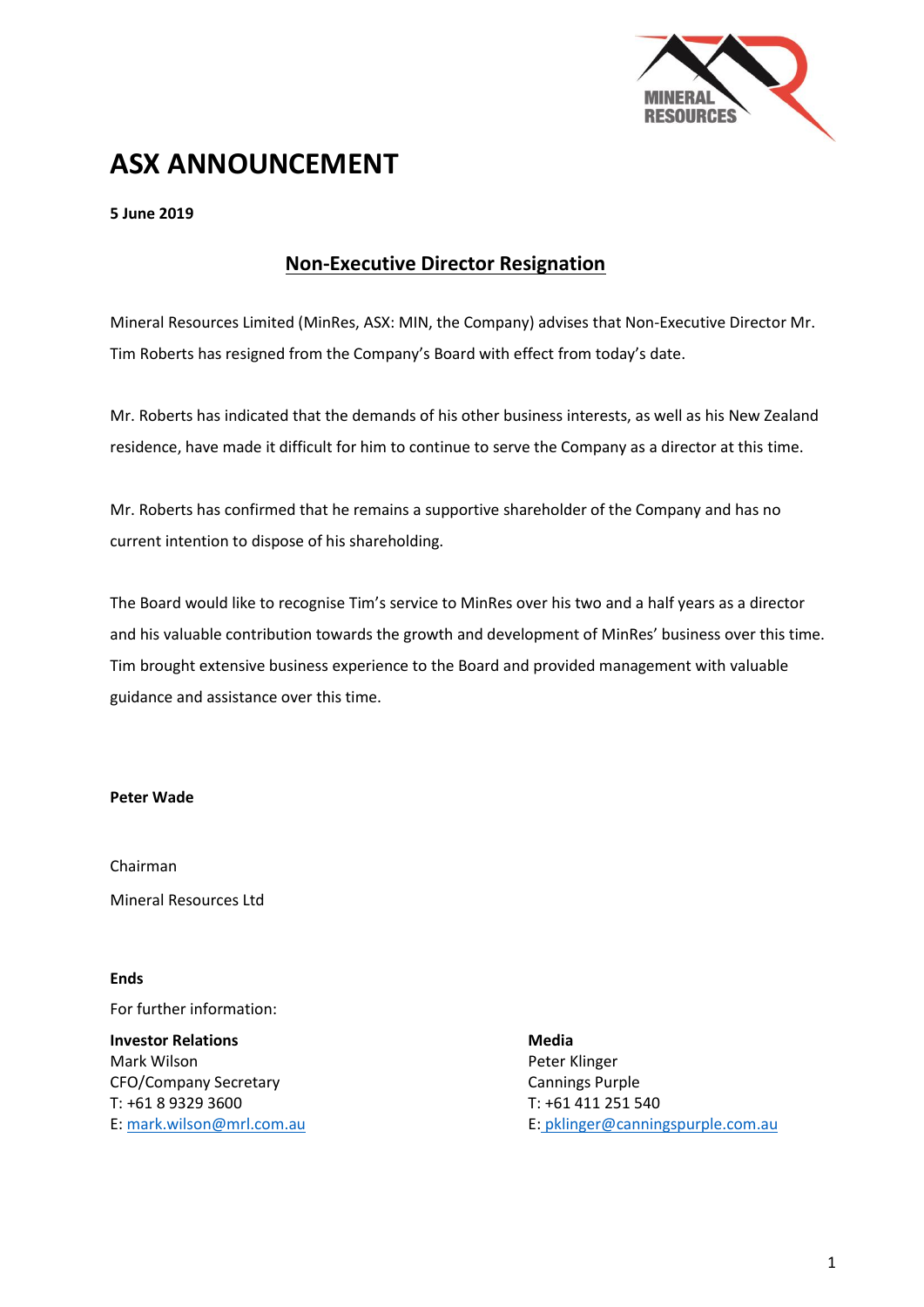# ASX ANNOUNCEMENT

**5 June 2019**

## Non-Executive Director Resignation

Mineral Resources Limited (MinRes, ASX: MIN, the Company) advises that Non-Executive Director Mr. Tim Roberts has resigned from the Company's Board with effect from today's date.

Mr. Roberts has indicated that the demands of his other business interests, as well as his New Zealand residence, have made it difficult for him to continue to serve the Company as a director at this time.

Mr. Roberts has confirmed that he remains a supportive shareholder of the Company and has no current intention to dispose of his shareholding.

The Board would like to recognise Tim's service to MinRes over his two and a half years as a director and his valuable contribution towards the growth and development of MinRes' business over this time. Tim brought extensive business experience to the Board and provided management with valuable guidance and assistance over this time.

**Peter Wade**

Chairman

Mineral Resources Ltd

**Ends**

For further information:

**Investor Relations**
Mark Wilson
CFO/Company Secretary
T: +61 8 9329 3600
E: mark.wilson@mrl.com.au

**Media**
Peter Klinger
Cannings Purple
T: +61 411 251 540
E: pklinger@canningspurple.com.au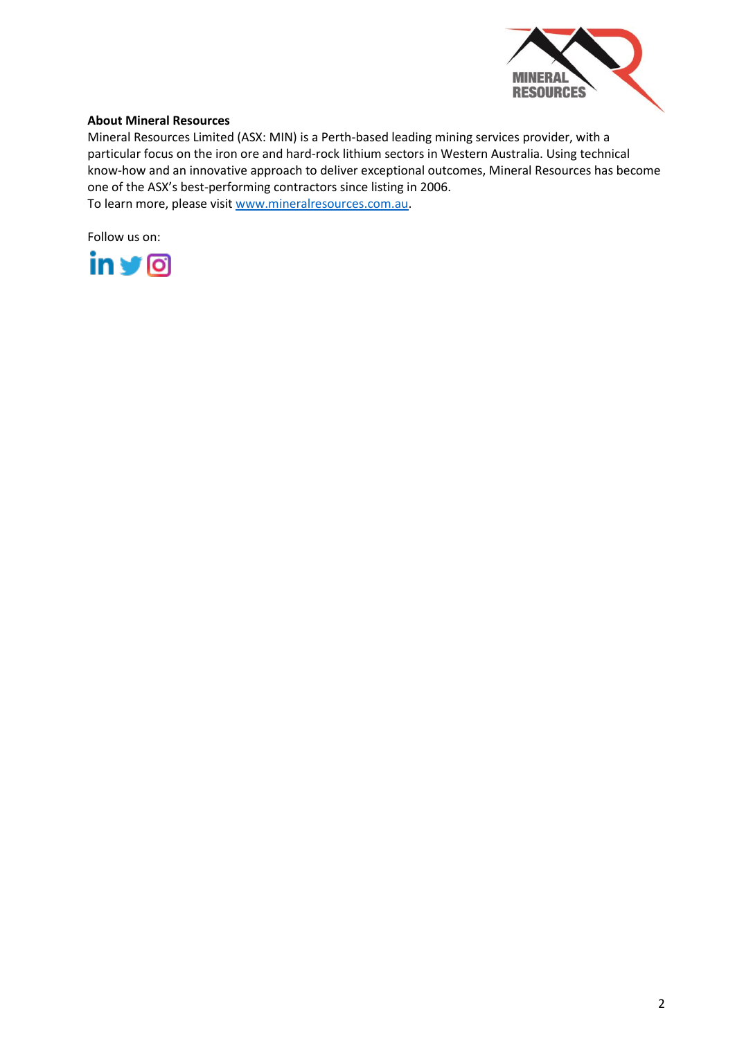**About Mineral Resources**

Mineral Resources Limited (ASX: MIN) is a Perth-based leading mining services provider, with a particular focus on the iron ore and hard-rock lithium sectors in Western Australia. Using technical know-how and an innovative approach to deliver exceptional outcomes, Mineral Resources has become one of the ASX's best-performing contractors since listing in 2006.

To learn more, please visit www.mineralresources.com.au.

Follow us on: